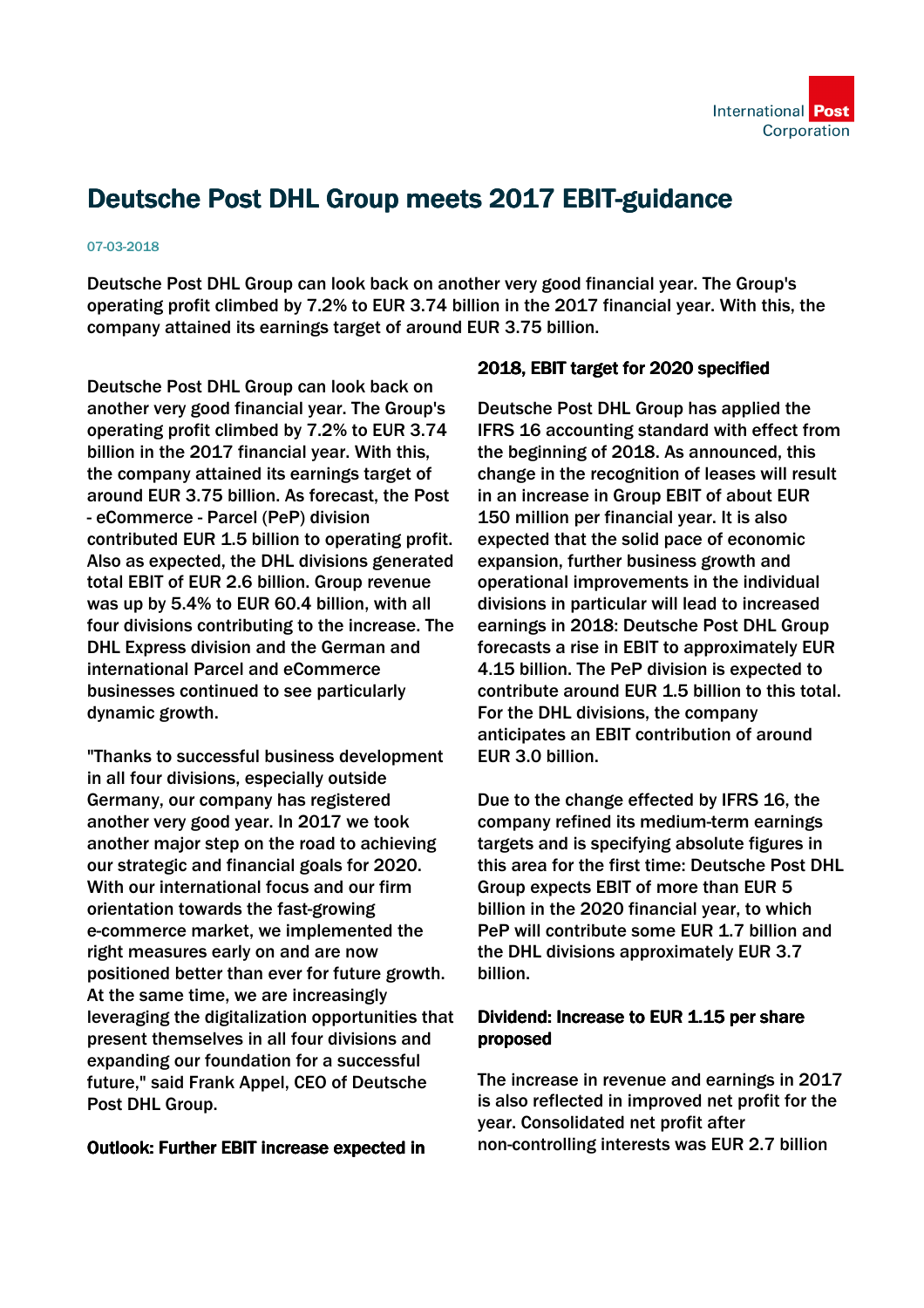# Deutsche Post DHL Group meets 2017 EBIT-guidance

07-03-2018

Deutsche Post DHL Group can look back on another very good financial year. The Group's operating profit climbed by 7.2% to EUR 3.74 billion in the 2017 financial year. With this, the company attained its earnings target of around EUR 3.75 billion.

Deutsche Post DHL Group can look back on another very good financial year. The Group's operating profit climbed by 7.2% to EUR 3.74 billion in the 2017 financial year. With this, the company attained its earnings target of around EUR 3.75 billion. As forecast, the Post - eCommerce - Parcel (PeP) division contributed EUR 1.5 billion to operating profit. Also as expected, the DHL divisions generated total EBIT of EUR 2.6 billion. Group revenue was up by 5.4% to EUR 60.4 billion, with all four divisions contributing to the increase. The DHL Express division and the German and international Parcel and eCommerce businesses continued to see particularly dynamic growth.

"Thanks to successful business development in all four divisions, especially outside Germany, our company has registered another very good year. In 2017 we took another major step on the road to achieving our strategic and financial goals for 2020. With our international focus and our firm orientation towards the fast-growing e-commerce market, we implemented the right measures early on and are now positioned better than ever for future growth. At the same time, we are increasingly leveraging the digitalization opportunities that present themselves in all four divisions and expanding our foundation for a successful future," said Frank Appel, CEO of Deutsche Post DHL Group.

**Outlook: Further EBIT increase expected in 2018, EBIT target for 2020 specified**

Deutsche Post DHL Group has applied the IFRS 16 accounting standard with effect from the beginning of 2018. As announced, this change in the recognition of leases will result in an increase in Group EBIT of about EUR 150 million per financial year. It is also expected that the solid pace of economic expansion, further business growth and operational improvements in the individual divisions in particular will lead to increased earnings in 2018: Deutsche Post DHL Group forecasts a rise in EBIT to approximately EUR 4.15 billion. The PeP division is expected to contribute around EUR 1.5 billion to this total. For the DHL divisions, the company anticipates an EBIT contribution of around EUR 3.0 billion.

Due to the change effected by IFRS 16, the company refined its medium-term earnings targets and is specifying absolute figures in this area for the first time: Deutsche Post DHL Group expects EBIT of more than EUR 5 billion in the 2020 financial year, to which PeP will contribute some EUR 1.7 billion and the DHL divisions approximately EUR 3.7 billion.

**Dividend: Increase to EUR 1.15 per share proposed**

The increase in revenue and earnings in 2017 is also reflected in improved net profit for the year. Consolidated net profit after non-controlling interests was EUR 2.7 billion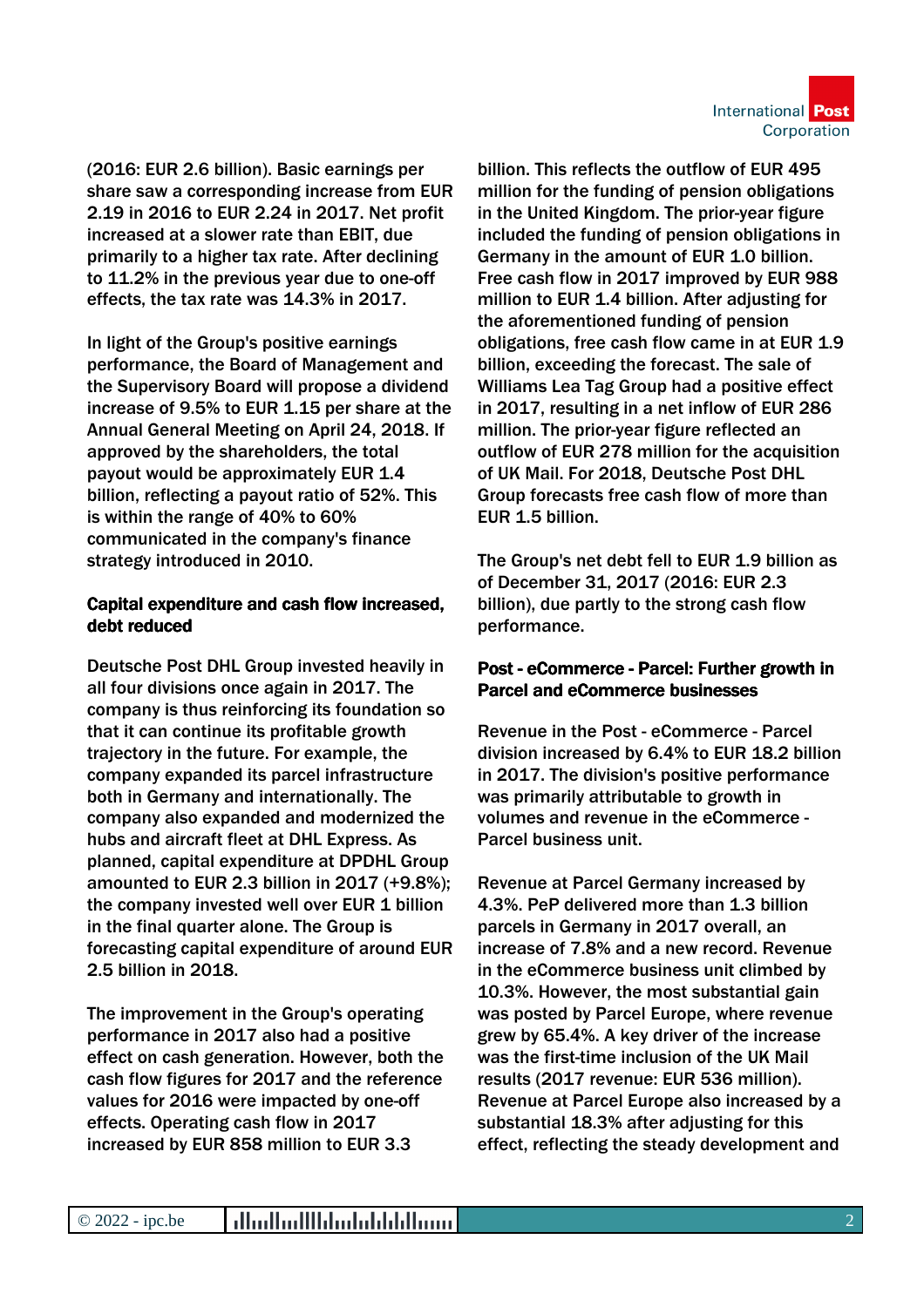(2016: EUR 2.6 billion). Basic earnings per share saw a corresponding increase from EUR 2.19 in 2016 to EUR 2.24 in 2017. Net profit increased at a slower rate than EBIT, due primarily to a higher tax rate. After declining to 11.2% in the previous year due to one-off effects, the tax rate was 14.3% in 2017.

In light of the Group's positive earnings performance, the Board of Management and the Supervisory Board will propose a dividend increase of 9.5% to EUR 1.15 per share at the Annual General Meeting on April 24, 2018. If approved by the shareholders, the total payout would be approximately EUR 1.4 billion, reflecting a payout ratio of 52%. This is within the range of 40% to 60% communicated in the company's finance strategy introduced in 2010.

**Capital expenditure and cash flow increased, debt reduced**

Deutsche Post DHL Group invested heavily in all four divisions once again in 2017. The company is thus reinforcing its foundation so that it can continue its profitable growth trajectory in the future. For example, the company expanded its parcel infrastructure both in Germany and internationally. The company also expanded and modernized the hubs and aircraft fleet at DHL Express. As planned, capital expenditure at DPDHL Group amounted to EUR 2.3 billion in 2017 (+9.8%); the company invested well over EUR 1 billion in the final quarter alone. The Group is forecasting capital expenditure of around EUR 2.5 billion in 2018.

The improvement in the Group's operating performance in 2017 also had a positive effect on cash generation. However, both the cash flow figures for 2017 and the reference values for 2016 were impacted by one-off effects. Operating cash flow in 2017 increased by EUR 858 million to EUR 3.3 billion. This reflects the outflow of EUR 495 million for the funding of pension obligations in the United Kingdom. The prior-year figure included the funding of pension obligations in Germany in the amount of EUR 1.0 billion. Free cash flow in 2017 improved by EUR 988 million to EUR 1.4 billion. After adjusting for the aforementioned funding of pension obligations, free cash flow came in at EUR 1.9 billion, exceeding the forecast. The sale of Williams Lea Tag Group had a positive effect in 2017, resulting in a net inflow of EUR 286 million. The prior-year figure reflected an outflow of EUR 278 million for the acquisition of UK Mail. For 2018, Deutsche Post DHL Group forecasts free cash flow of more than EUR 1.5 billion.

The Group's net debt fell to EUR 1.9 billion as of December 31, 2017 (2016: EUR 2.3 billion), due partly to the strong cash flow performance.

**Post - eCommerce - Parcel: Further growth in Parcel and eCommerce businesses**

Revenue in the Post - eCommerce - Parcel division increased by 6.4% to EUR 18.2 billion in 2017. The division's positive performance was primarily attributable to growth in volumes and revenue in the eCommerce - Parcel business unit.

Revenue at Parcel Germany increased by 4.3%. PeP delivered more than 1.3 billion parcels in Germany in 2017 overall, an increase of 7.8% and a new record. Revenue in the eCommerce business unit climbed by 10.3%. However, the most substantial gain was posted by Parcel Europe, where revenue grew by 65.4%. A key driver of the increase was the first-time inclusion of the UK Mail results (2017 revenue: EUR 536 million). Revenue at Parcel Europe also increased by a substantial 18.3% after adjusting for this effect, reflecting the steady development and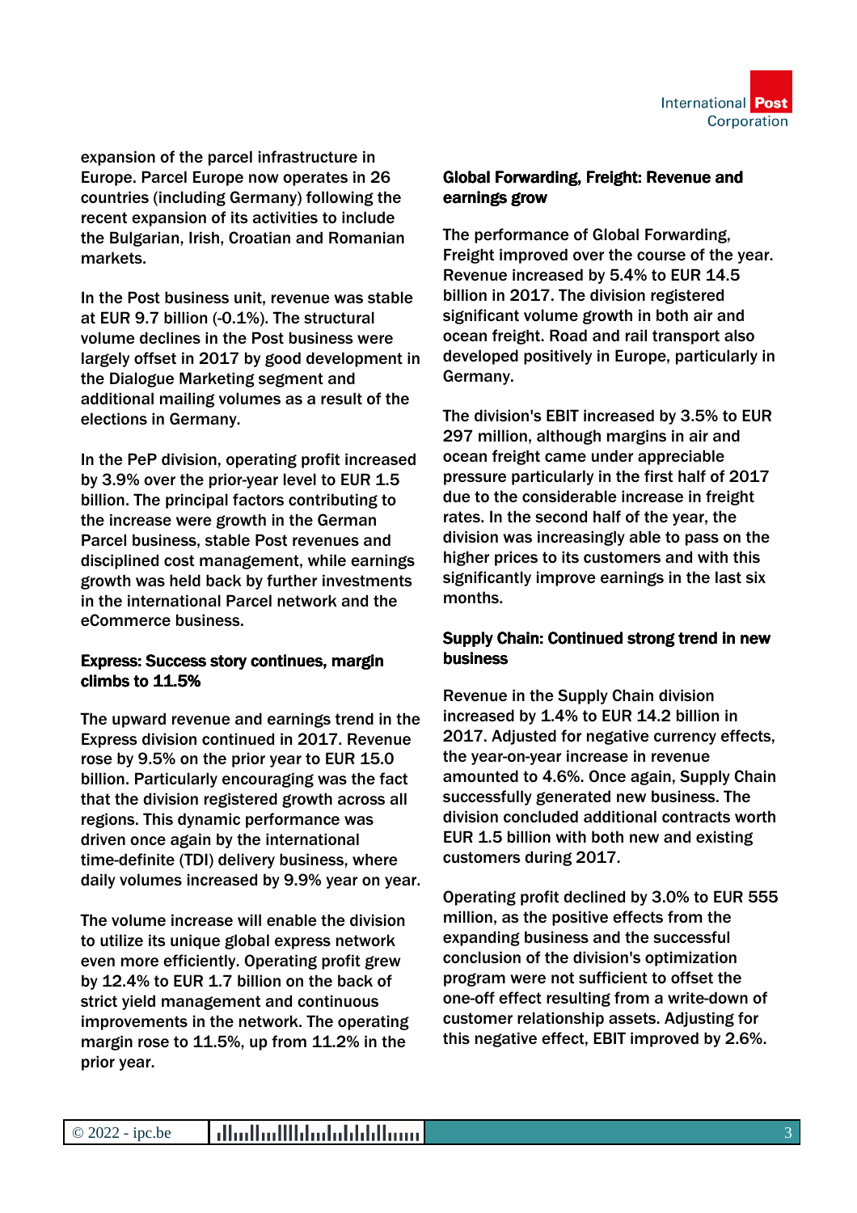expansion of the parcel infrastructure in Europe. Parcel Europe now operates in 26 countries (including Germany) following the recent expansion of its activities to include the Bulgarian, Irish, Croatian and Romanian markets.

In the Post business unit, revenue was stable at EUR 9.7 billion (-0.1%). The structural volume declines in the Post business were largely offset in 2017 by good development in the Dialogue Marketing segment and additional mailing volumes as a result of the elections in Germany.

In the PeP division, operating profit increased by 3.9% over the prior-year level to EUR 1.5 billion. The principal factors contributing to the increase were growth in the German Parcel business, stable Post revenues and disciplined cost management, while earnings growth was held back by further investments in the international Parcel network and the eCommerce business.

**Express: Success story continues, margin climbs to 11.5%**

The upward revenue and earnings trend in the Express division continued in 2017. Revenue rose by 9.5% on the prior year to EUR 15.0 billion. Particularly encouraging was the fact that the division registered growth across all regions. This dynamic performance was driven once again by the international time-definite (TDI) delivery business, where daily volumes increased by 9.9% year on year.

The volume increase will enable the division to utilize its unique global express network even more efficiently. Operating profit grew by 12.4% to EUR 1.7 billion on the back of strict yield management and continuous improvements in the network. The operating margin rose to 11.5%, up from 11.2% in the prior year.

**Global Forwarding, Freight: Revenue and earnings grow**

The performance of Global Forwarding, Freight improved over the course of the year. Revenue increased by 5.4% to EUR 14.5 billion in 2017. The division registered significant volume growth in both air and ocean freight. Road and rail transport also developed positively in Europe, particularly in Germany.

The division's EBIT increased by 3.5% to EUR 297 million, although margins in air and ocean freight came under appreciable pressure particularly in the first half of 2017 due to the considerable increase in freight rates. In the second half of the year, the division was increasingly able to pass on the higher prices to its customers and with this significantly improve earnings in the last six months.

**Supply Chain: Continued strong trend in new business**

Revenue in the Supply Chain division increased by 1.4% to EUR 14.2 billion in 2017. Adjusted for negative currency effects, the year-on-year increase in revenue amounted to 4.6%. Once again, Supply Chain successfully generated new business. The division concluded additional contracts worth EUR 1.5 billion with both new and existing customers during 2017.

Operating profit declined by 3.0% to EUR 555 million, as the positive effects from the expanding business and the successful conclusion of the division's optimization program were not sufficient to offset the one-off effect resulting from a write-down of customer relationship assets. Adjusting for this negative effect, EBIT improved by 2.6%.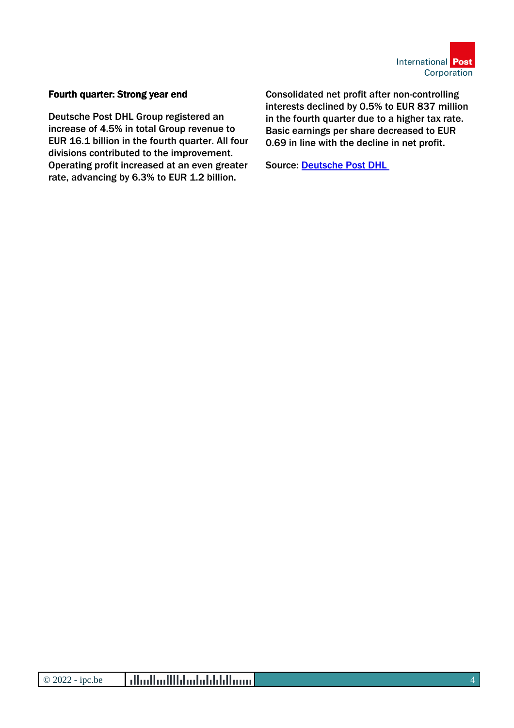### Fourth quarter: Strong year end

Deutsche Post DHL Group registered an increase of 4.5% in total Group revenue to EUR 16.1 billion in the fourth quarter. All four divisions contributed to the improvement. Operating profit increased at an even greater rate, advancing by 6.3% to EUR 1.2 billion.

Consolidated net profit after non-controlling interests declined by 0.5% to EUR 837 million in the fourth quarter due to a higher tax rate. Basic earnings per share decreased to EUR 0.69 in line with the decline in net profit.

Source: [Deutsche Post DHL]